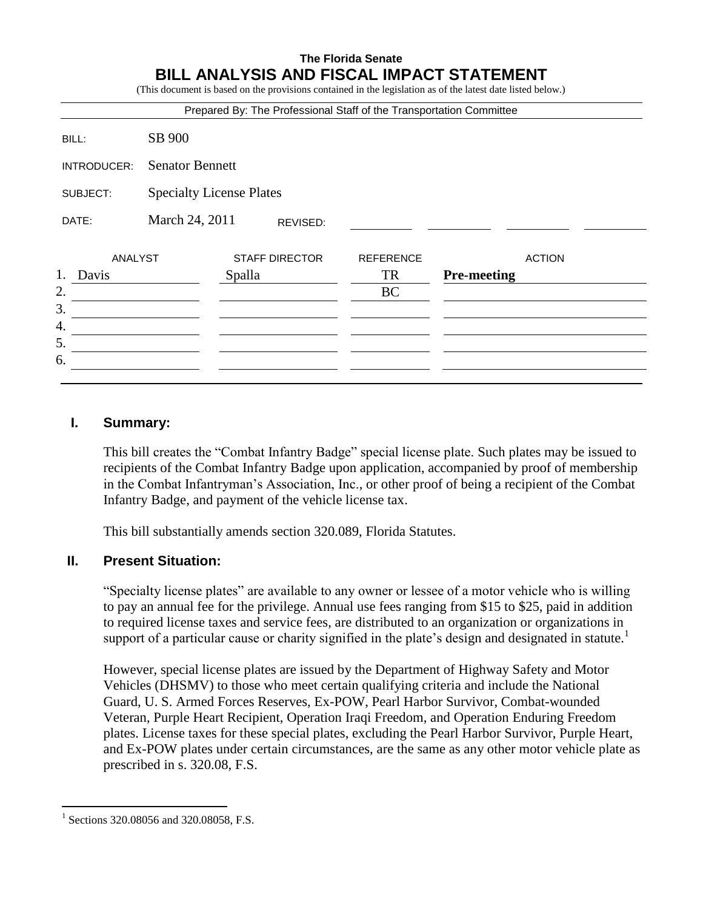**The Florida Senate**

# BILL ANALYSIS AND FISCAL IMPACT STATEMENT

(This document is based on the provisions contained in the legislation as of the latest date listed below.)

Prepared By: The Professional Staff of the Transportation Committee

| | |
|---|---|
| BILL: | SB 900 |
| INTRODUCER: | Senator Bennett |
| SUBJECT: | Specialty License Plates |
| DATE: | March 24, 2011 REVISED: |

| | ANALYST | STAFF DIRECTOR | REFERENCE | ACTION |
|---|---|---|---|---|
| 1. | Davis | Spalla | TR | **Pre-meeting** |
| 2. | | | BC | |
| 3. | | | | |
| 4. | | | | |
| 5. | | | | |
| 6. | | | | |

## I. Summary:

This bill creates the "Combat Infantry Badge" special license plate. Such plates may be issued to recipients of the Combat Infantry Badge upon application, accompanied by proof of membership in the Combat Infantryman's Association, Inc., or other proof of being a recipient of the Combat Infantry Badge, and payment of the vehicle license tax.

This bill substantially amends section 320.089, Florida Statutes.

## II. Present Situation:

"Specialty license plates" are available to any owner or lessee of a motor vehicle who is willing to pay an annual fee for the privilege. Annual use fees ranging from $15 to $25, paid in addition to required license taxes and service fees, are distributed to an organization or organizations in support of a particular cause or charity signified in the plate's design and designated in statute.[1]

However, special license plates are issued by the Department of Highway Safety and Motor Vehicles (DHSMV) to those who meet certain qualifying criteria and include the National Guard, U. S. Armed Forces Reserves, Ex-POW, Pearl Harbor Survivor, Combat-wounded Veteran, Purple Heart Recipient, Operation Iraqi Freedom, and Operation Enduring Freedom plates. License taxes for these special plates, excluding the Pearl Harbor Survivor, Purple Heart, and Ex-POW plates under certain circumstances, are the same as any other motor vehicle plate as prescribed in s. 320.08, F.S.

[1] Sections 320.08056 and 320.08058, F.S.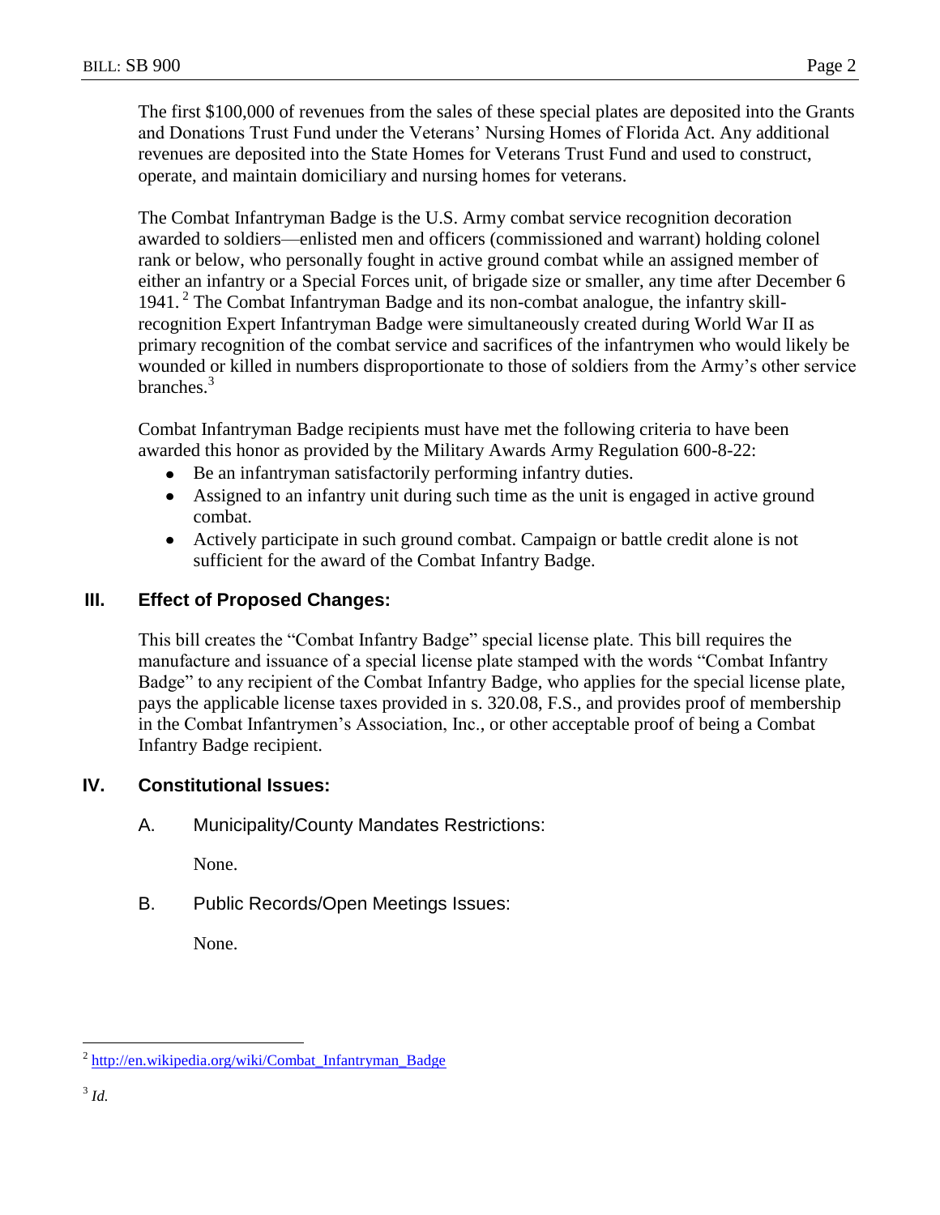The first $100,000 of revenues from the sales of these special plates are deposited into the Grants and Donations Trust Fund under the Veterans' Nursing Homes of Florida Act. Any additional revenues are deposited into the State Homes for Veterans Trust Fund and used to construct, operate, and maintain domiciliary and nursing homes for veterans.

The Combat Infantryman Badge is the U.S. Army combat service recognition decoration awarded to soldiers—enlisted men and officers (commissioned and warrant) holding colonel rank or below, who personally fought in active ground combat while an assigned member of either an infantry or a Special Forces unit, of brigade size or smaller, any time after December 6 1941.[2] The Combat Infantryman Badge and its non-combat analogue, the infantry skill-recognition Expert Infantryman Badge were simultaneously created during World War II as primary recognition of the combat service and sacrifices of the infantrymen who would likely be wounded or killed in numbers disproportionate to those of soldiers from the Army's other service branches.[3]

Combat Infantryman Badge recipients must have met the following criteria to have been awarded this honor as provided by the Military Awards Army Regulation 600-8-22:

- Be an infantryman satisfactorily performing infantry duties.
- Assigned to an infantry unit during such time as the unit is engaged in active ground combat.
- Actively participate in such ground combat. Campaign or battle credit alone is not sufficient for the award of the Combat Infantry Badge.

## III. Effect of Proposed Changes:

This bill creates the "Combat Infantry Badge" special license plate. This bill requires the manufacture and issuance of a special license plate stamped with the words "Combat Infantry Badge" to any recipient of the Combat Infantry Badge, who applies for the special license plate, pays the applicable license taxes provided in s. 320.08, F.S., and provides proof of membership in the Combat Infantrymen's Association, Inc., or other acceptable proof of being a Combat Infantry Badge recipient.

## IV. Constitutional Issues:

A. Municipality/County Mandates Restrictions:

None.

B. Public Records/Open Meetings Issues:

None.

---

[2] http://en.wikipedia.org/wiki/Combat_Infantryman_Badge

[3] *Id.*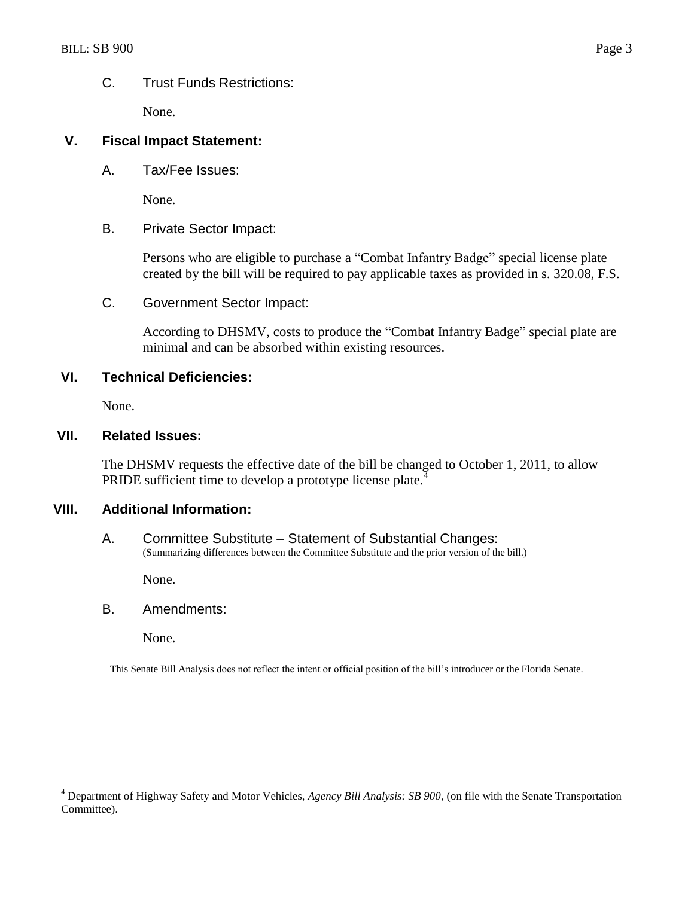### C. Trust Funds Restrictions:

None.

## V. Fiscal Impact Statement:

### A. Tax/Fee Issues:

None.

### B. Private Sector Impact:

Persons who are eligible to purchase a "Combat Infantry Badge" special license plate created by the bill will be required to pay applicable taxes as provided in s. 320.08, F.S.

### C. Government Sector Impact:

According to DHSMV, costs to produce the "Combat Infantry Badge" special plate are minimal and can be absorbed within existing resources.

## VI. Technical Deficiencies:

None.

## VII. Related Issues:

The DHSMV requests the effective date of the bill be changed to October 1, 2011, to allow PRIDE sufficient time to develop a prototype license plate.[4]

## VIII. Additional Information:

### A. Committee Substitute – Statement of Substantial Changes:

(Summarizing differences between the Committee Substitute and the prior version of the bill.)

None.

### B. Amendments:

None.

This Senate Bill Analysis does not reflect the intent or official position of the bill's introducer or the Florida Senate.

[4] Department of Highway Safety and Motor Vehicles, *Agency Bill Analysis: SB 900*, (on file with the Senate Transportation Committee).